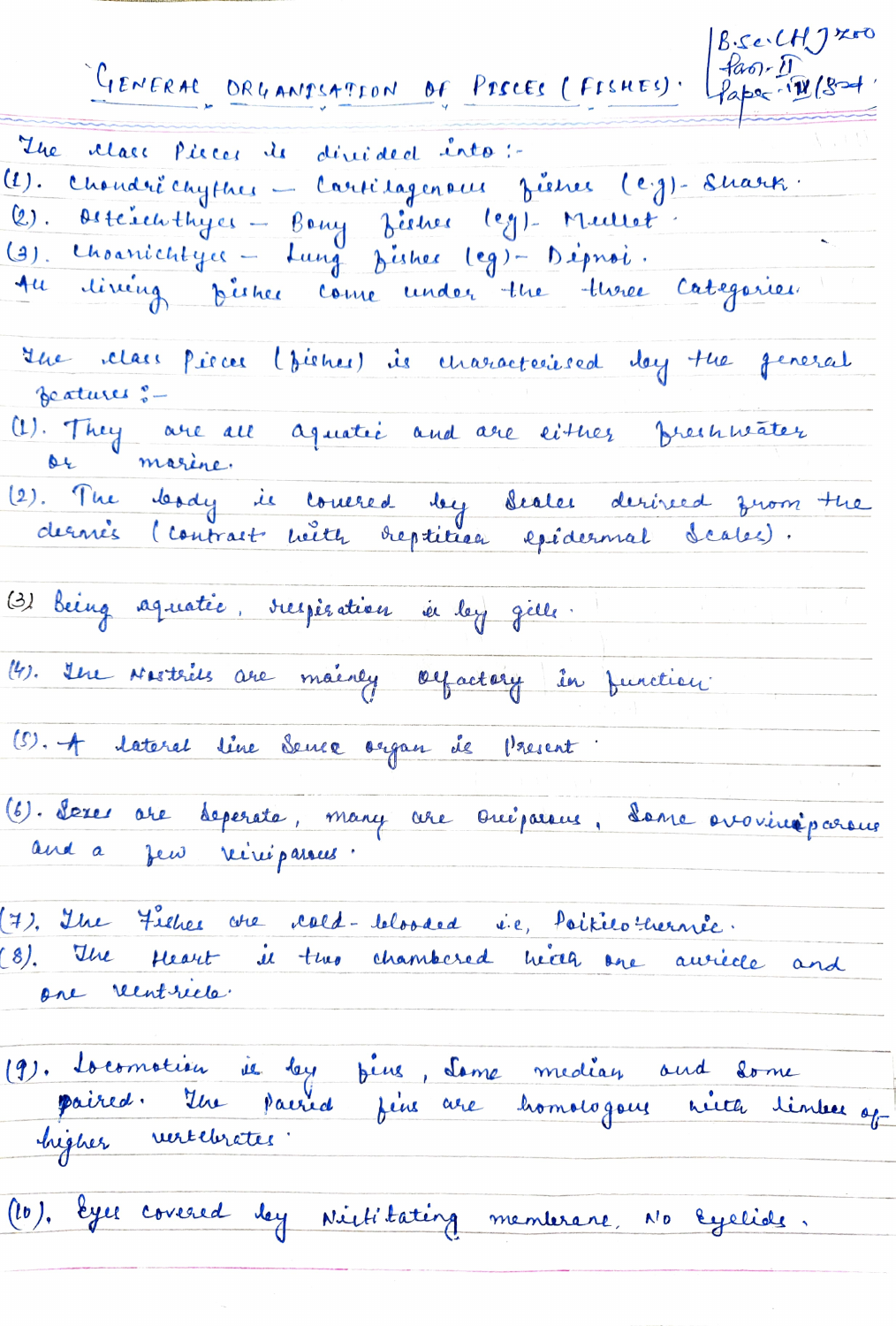B.Sc (H) Zoo
Part-II
Paper-IV (3rd)

# GENERAL ORGANISATION OF PISCES (FISHES)

The class Pisces is divided into:-

(1). Chondrichthyes – Cartilagenous fishes (e.g)- Shark.
(2). Osteichthyes – Bony fishes (eg)- Mullet.
(3). Choanichthyes – Lung fishes (eg)- Dipnoi.

All living fishes come under the three categories.

The class Pisces (fishes) is characterised by the general features :-

(1). They are all aquatic and are either freshwater or marine.

(2). The body is covered by scales derived from the dermis (contrast with reptilian epidermal scales).

(3) Being aquatic, respiration is by gills.

(4). The Nostrils are mainly olfactory in function.

(5). A lateral line sense organ is present.

(6). Sexes are seperate, many are oviparous, some ovoviviparous and a few viviparous.

(7). The fishes are cold-blooded i.e, Poikilothermic.

(8). The Heart is two chambered with one auricle and one ventricle.

(9). Locomotion is by fins, some median and some paired. The paired fins are homologous with limbs of higher vertebrates.

(10). Eyes covered by Nictitating membrane, No Eyelids.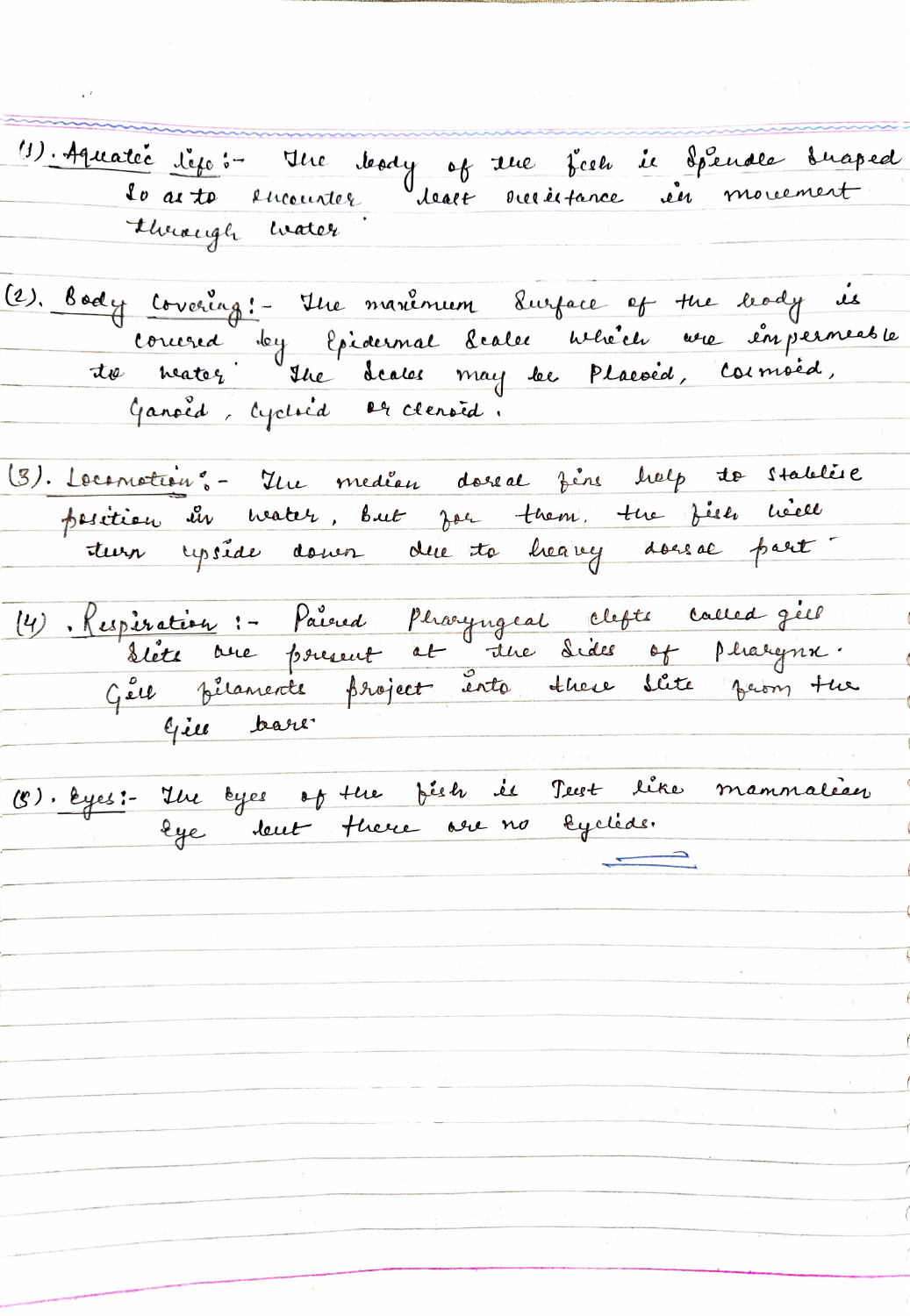(1). **Aquatic life :-** The body of the fish is Spindle shaped so as to encounter least resistance in movement through water.

(2). **Body Covering :-** The maximum surface of the body is covered by Epidermal Scales which are impermeable to water. The scales may be Placoid, Cosmoid, Ganoid, Cycloid or Ctenoid.

(3). **Locomotion :-** The median dorsal fins help to stablise position in water, but for them, the fish will turn upside down due to heavy dorsal part.

(4). **Respiration :-** Paired Pharyngeal clefts called gill slits are present at the sides of Pharynx. Gill filaments project into these slits from the gill bars.

(5). **Eyes :-** The eyes of the fish is Just like mammalian eye but there are no eyelids.